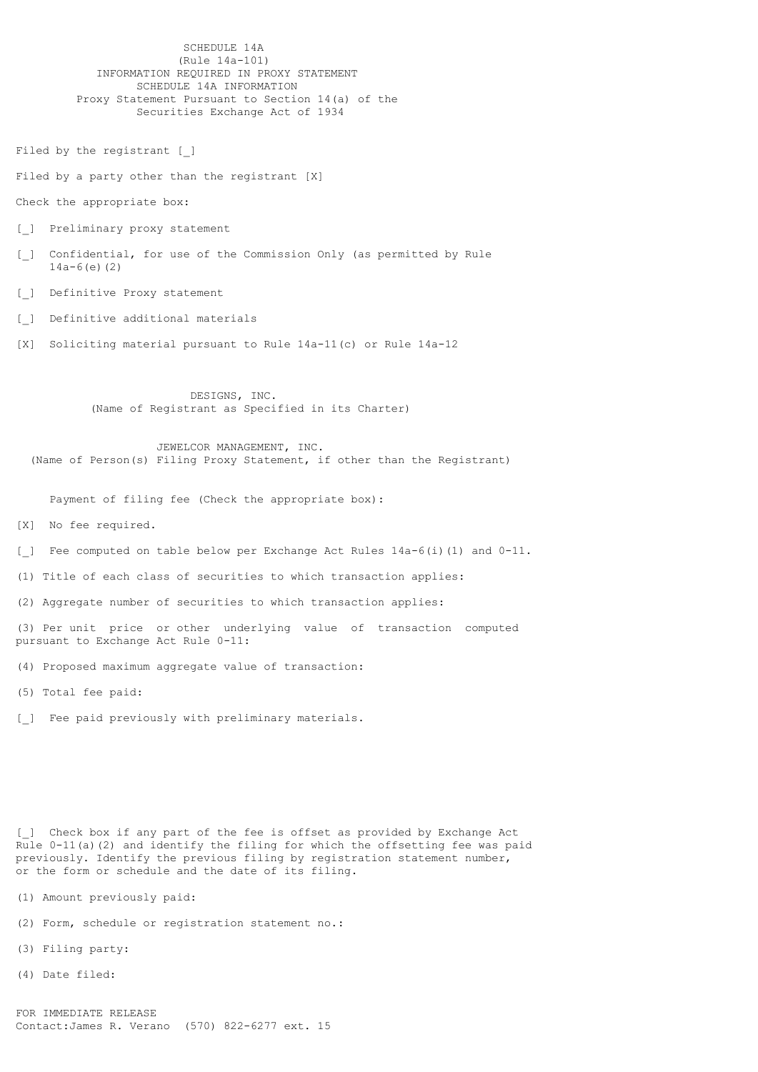SCHEDULE 14A
(Rule 14a-101)
INFORMATION REQUIRED IN PROXY STATEMENT
SCHEDULE 14A INFORMATION
Proxy Statement Pursuant to Section 14(a) of the
Securities Exchange Act of 1934

Filed by the registrant [_]

Filed by a party other than the registrant [X]

Check the appropriate box:

[_] Preliminary proxy statement

[_] Confidential, for use of the Commission Only (as permitted by Rule 14a-6(e)(2)

[_] Definitive Proxy statement

[_] Definitive additional materials

[X] Soliciting material pursuant to Rule 14a-11(c) or Rule 14a-12

DESIGNS, INC.
(Name of Registrant as Specified in its Charter)

JEWELCOR MANAGEMENT, INC.
(Name of Person(s) Filing Proxy Statement, if other than the Registrant)

Payment of filing fee (Check the appropriate box):

[X] No fee required.

[_] Fee computed on table below per Exchange Act Rules 14a-6(i)(1) and 0-11.

(1) Title of each class of securities to which transaction applies:

(2) Aggregate number of securities to which transaction applies:

(3) Per unit price or other underlying value of transaction computed pursuant to Exchange Act Rule 0-11:

(4) Proposed maximum aggregate value of transaction:

(5) Total fee paid:

[_] Fee paid previously with preliminary materials.

[_] Check box if any part of the fee is offset as provided by Exchange Act Rule 0-11(a)(2) and identify the filing for which the offsetting fee was paid previously. Identify the previous filing by registration statement number, or the form or schedule and the date of its filing.

(1) Amount previously paid:

(2) Form, schedule or registration statement no.:

(3) Filing party:

(4) Date filed:

FOR IMMEDIATE RELEASE
Contact:James R. Verano (570) 822-6277 ext. 15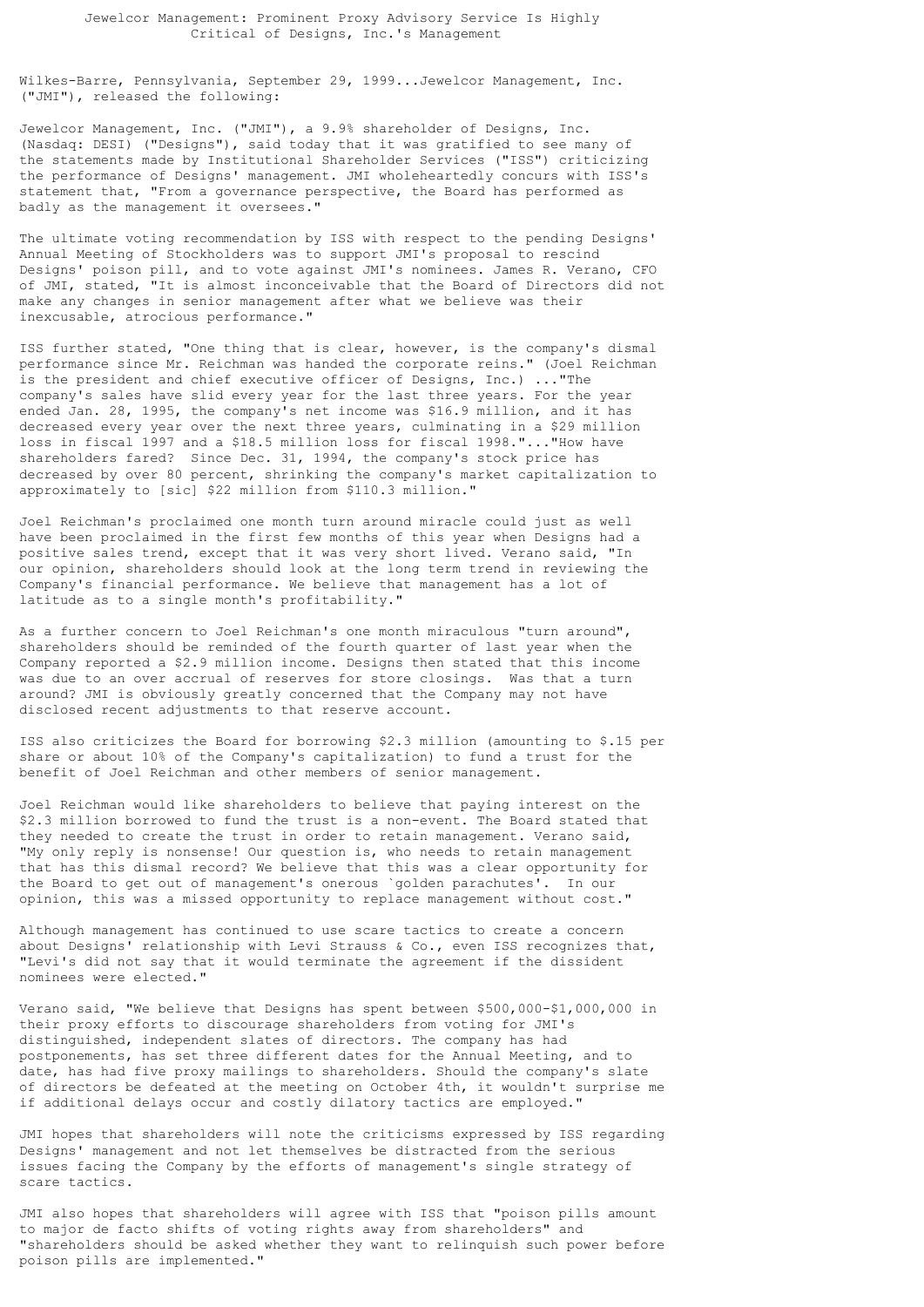# Jewelcor Management: Prominent Proxy Advisory Service Is Highly Critical of Designs, Inc.'s Management

Wilkes-Barre, Pennsylvania, September 29, 1999...Jewelcor Management, Inc. ("JMI"), released the following:

Jewelcor Management, Inc. ("JMI"), a 9.9% shareholder of Designs, Inc. (Nasdaq: DESI) ("Designs"), said today that it was gratified to see many of the statements made by Institutional Shareholder Services ("ISS") criticizing the performance of Designs' management. JMI wholeheartedly concurs with ISS's statement that, "From a governance perspective, the Board has performed as badly as the management it oversees."

The ultimate voting recommendation by ISS with respect to the pending Designs' Annual Meeting of Stockholders was to support JMI's proposal to rescind Designs' poison pill, and to vote against JMI's nominees. James R. Verano, CFO of JMI, stated, "It is almost inconceivable that the Board of Directors did not make any changes in senior management after what we believe was their inexcusable, atrocious performance."

ISS further stated, "One thing that is clear, however, is the company's dismal performance since Mr. Reichman was handed the corporate reins." (Joel Reichman is the president and chief executive officer of Designs, Inc.) ..."The company's sales have slid every year for the last three years. For the year ended Jan. 28, 1995, the company's net income was $16.9 million, and it has decreased every year over the next three years, culminating in a $29 million loss in fiscal 1997 and a $18.5 million loss for fiscal 1998."..."How have shareholders fared? Since Dec. 31, 1994, the company's stock price has decreased by over 80 percent, shrinking the company's market capitalization to approximately to [sic] $22 million from $110.3 million."

Joel Reichman's proclaimed one month turn around miracle could just as well have been proclaimed in the first few months of this year when Designs had a positive sales trend, except that it was very short lived. Verano said, "In our opinion, shareholders should look at the long term trend in reviewing the Company's financial performance. We believe that management has a lot of latitude as to a single month's profitability."

As a further concern to Joel Reichman's one month miraculous "turn around", shareholders should be reminded of the fourth quarter of last year when the Company reported a $2.9 million income. Designs then stated that this income was due to an over accrual of reserves for store closings. Was that a turn around? JMI is obviously greatly concerned that the Company may not have disclosed recent adjustments to that reserve account.

ISS also criticizes the Board for borrowing $2.3 million (amounting to $.15 per share or about 10% of the Company's capitalization) to fund a trust for the benefit of Joel Reichman and other members of senior management.

Joel Reichman would like shareholders to believe that paying interest on the $2.3 million borrowed to fund the trust is a non-event. The Board stated that they needed to create the trust in order to retain management. Verano said, "My only reply is nonsense! Our question is, who needs to retain management that has this dismal record? We believe that this was a clear opportunity for the Board to get out of management's onerous `golden parachutes'. In our opinion, this was a missed opportunity to replace management without cost."

Although management has continued to use scare tactics to create a concern about Designs' relationship with Levi Strauss & Co., even ISS recognizes that, "Levi's did not say that it would terminate the agreement if the dissident nominees were elected."

Verano said, "We believe that Designs has spent between $500,000-$1,000,000 in their proxy efforts to discourage shareholders from voting for JMI's distinguished, independent slates of directors. The company has had postponements, has set three different dates for the Annual Meeting, and to date, has had five proxy mailings to shareholders. Should the company's slate of directors be defeated at the meeting on October 4th, it wouldn't surprise me if additional delays occur and costly dilatory tactics are employed."

JMI hopes that shareholders will note the criticisms expressed by ISS regarding Designs' management and not let themselves be distracted from the serious issues facing the Company by the efforts of management's single strategy of scare tactics.

JMI also hopes that shareholders will agree with ISS that "poison pills amount to major de facto shifts of voting rights away from shareholders" and "shareholders should be asked whether they want to relinquish such power before poison pills are implemented."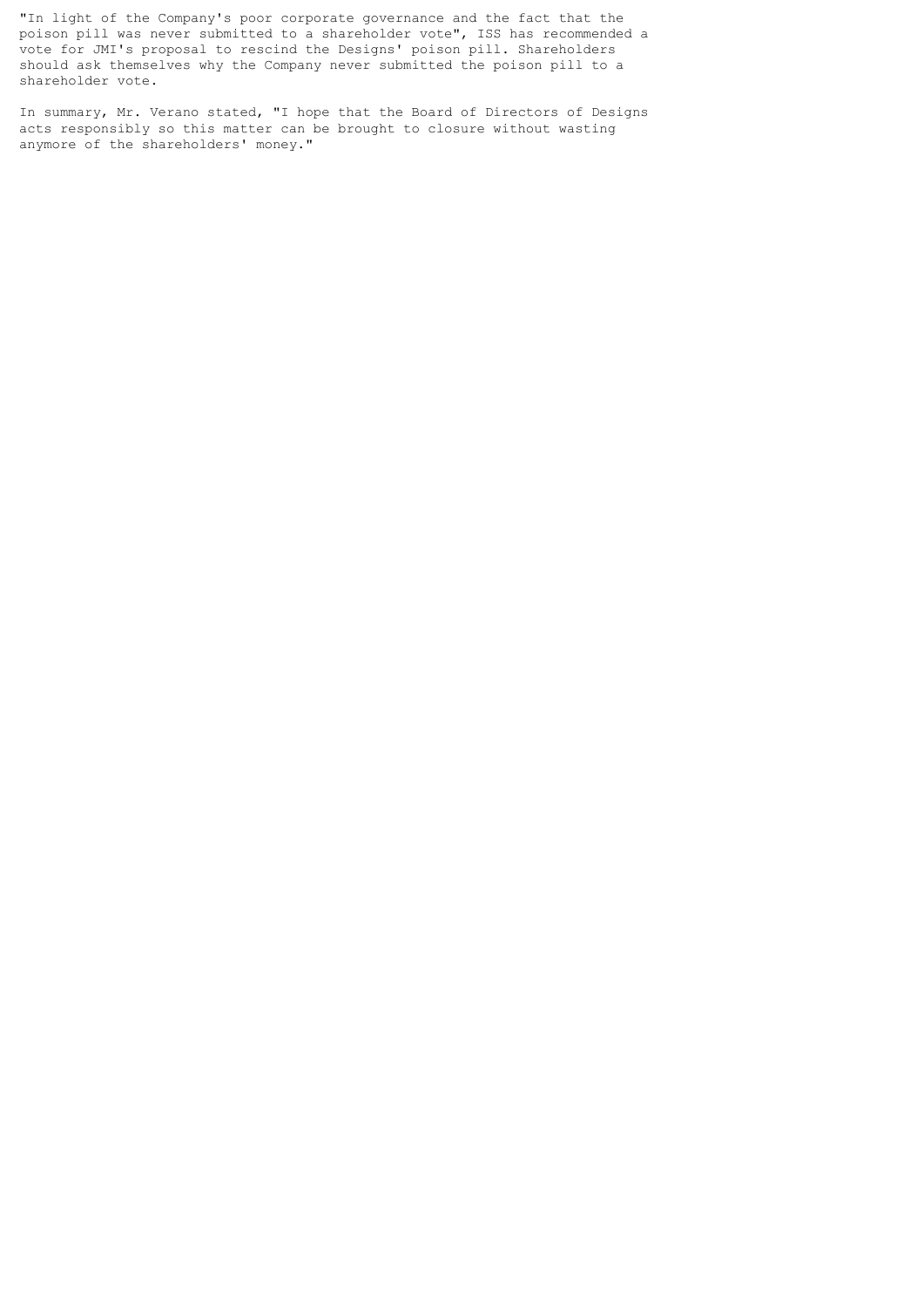"In light of the Company's poor corporate governance and the fact that the poison pill was never submitted to a shareholder vote", ISS has recommended a vote for JMI's proposal to rescind the Designs' poison pill. Shareholders should ask themselves why the Company never submitted the poison pill to a shareholder vote.

In summary, Mr. Verano stated, "I hope that the Board of Directors of Designs acts responsibly so this matter can be brought to closure without wasting anymore of the shareholders' money."